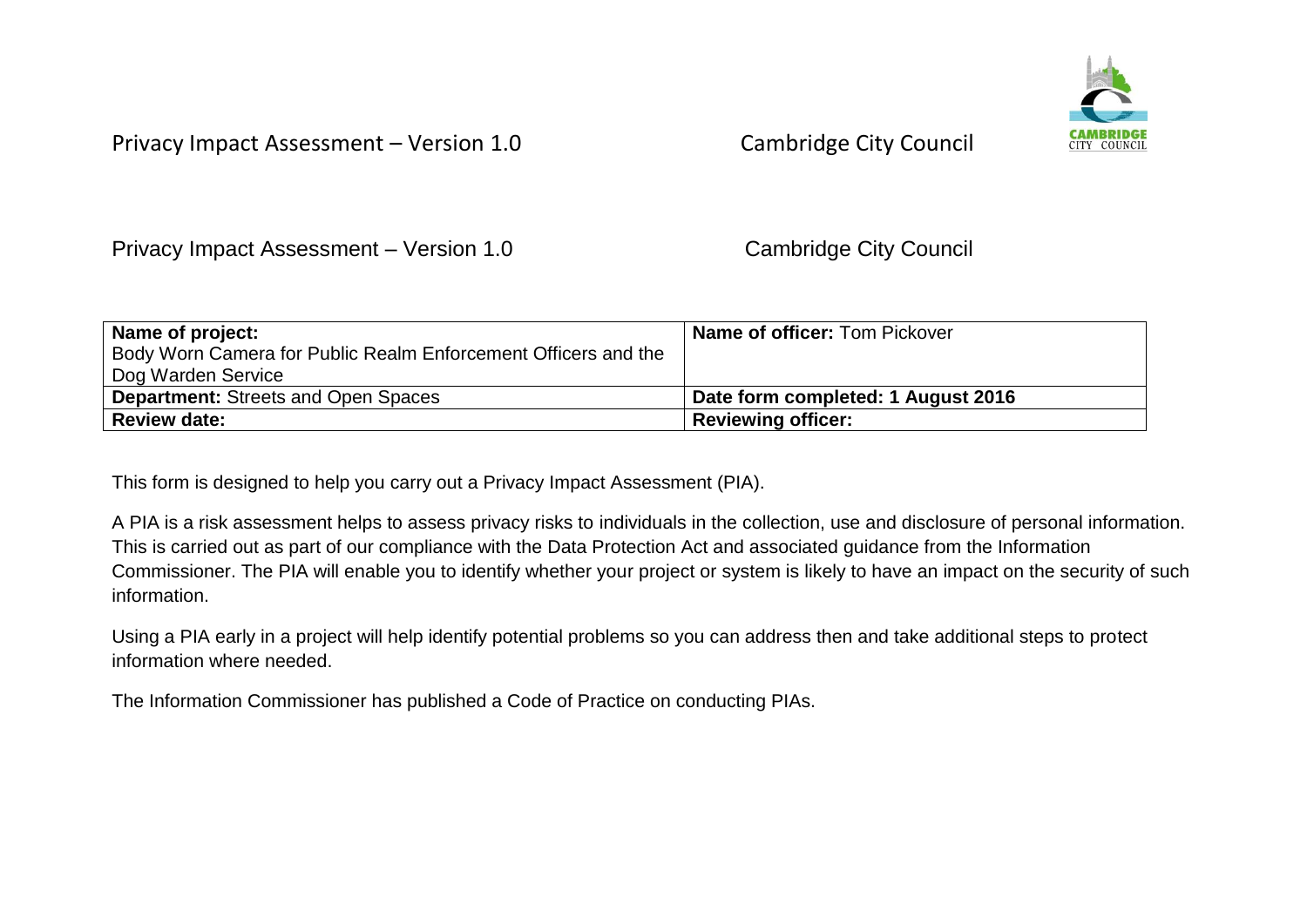Privacy Impact Assessment – Version 1.0 Cambridge City Council

| **Name of project:** Body Worn Camera for Public Realm Enforcement Officers and the Dog Warden Service | **Name of officer:** Tom Pickover |
|---|---|
| **Department:** Streets and Open Spaces | **Date form completed: 1 August 2016** |
| **Review date:** | **Reviewing officer:** |

This form is designed to help you carry out a Privacy Impact Assessment (PIA).

A PIA is a risk assessment helps to assess privacy risks to individuals in the collection, use and disclosure of personal information. This is carried out as part of our compliance with the Data Protection Act and associated guidance from the Information Commissioner. The PIA will enable you to identify whether your project or system is likely to have an impact on the security of such information.

Using a PIA early in a project will help identify potential problems so you can address then and take additional steps to protect information where needed.

The Information Commissioner has published a Code of Practice on conducting PIAs.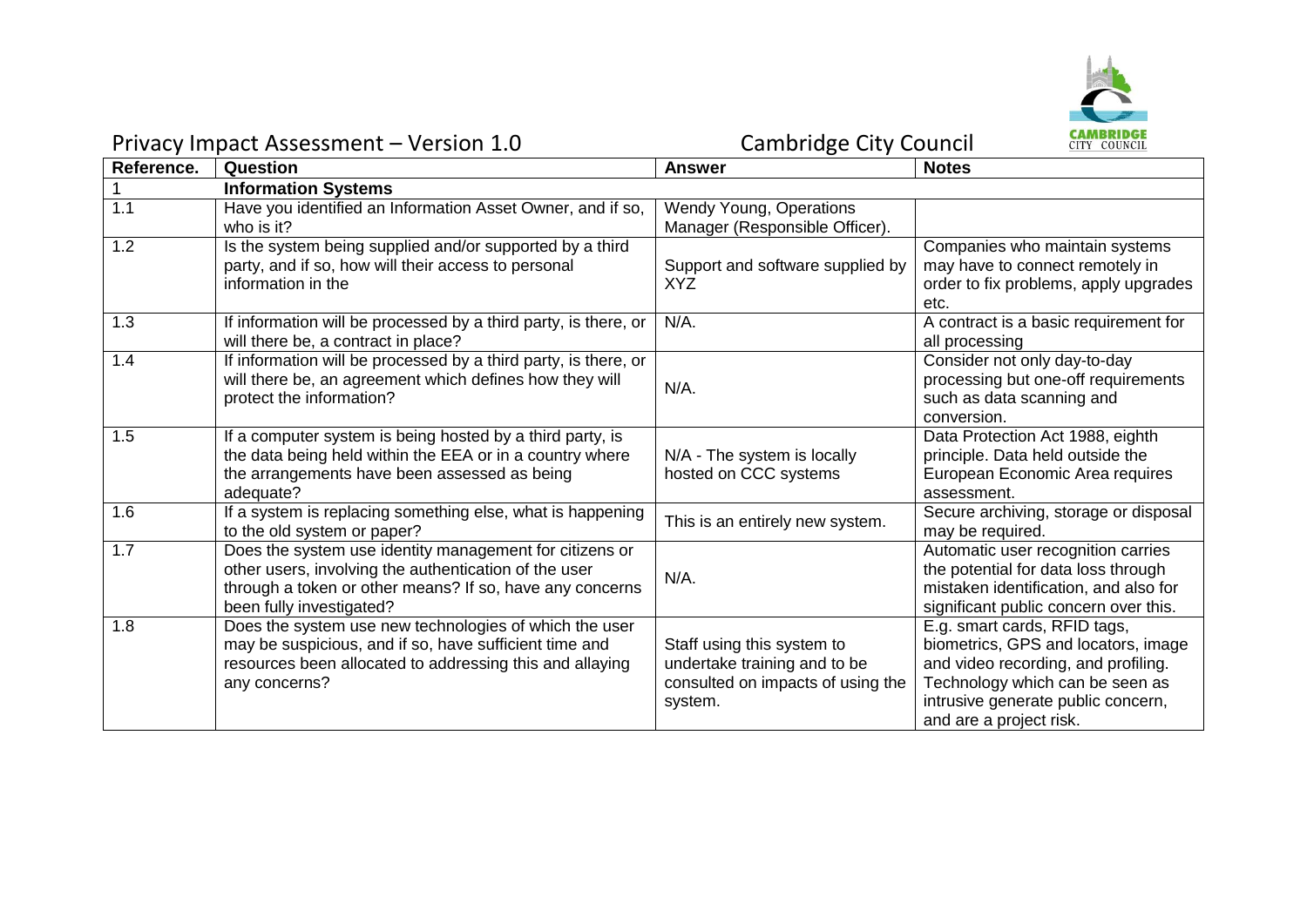## Privacy Impact Assessment – Version 1.0 Cambridge City Council

| Reference. | Question | Answer | Notes |
|---|---|---|---|
| 1 | **Information Systems** | | |
| 1.1 | Have you identified an Information Asset Owner, and if so, who is it? | Wendy Young, Operations Manager (Responsible Officer). | |
| 1.2 | Is the system being supplied and/or supported by a third party, and if so, how will their access to personal information in the | Support and software supplied by XYZ | Companies who maintain systems may have to connect remotely in order to fix problems, apply upgrades etc. |
| 1.3 | If information will be processed by a third party, is there, or will there be, a contract in place? | N/A. | A contract is a basic requirement for all processing |
| 1.4 | If information will be processed by a third party, is there, or will there be, an agreement which defines how they will protect the information? | N/A. | Consider not only day-to-day processing but one-off requirements such as data scanning and conversion. |
| 1.5 | If a computer system is being hosted by a third party, is the data being held within the EEA or in a country where the arrangements have been assessed as being adequate? | N/A - The system is locally hosted on CCC systems | Data Protection Act 1988, eighth principle. Data held outside the European Economic Area requires assessment. |
| 1.6 | If a system is replacing something else, what is happening to the old system or paper? | This is an entirely new system. | Secure archiving, storage or disposal may be required. |
| 1.7 | Does the system use identity management for citizens or other users, involving the authentication of the user through a token or other means? If so, have any concerns been fully investigated? | N/A. | Automatic user recognition carries the potential for data loss through mistaken identification, and also for significant public concern over this. |
| 1.8 | Does the system use new technologies of which the user may be suspicious, and if so, have sufficient time and resources been allocated to addressing this and allaying any concerns? | Staff using this system to undertake training and to be consulted on impacts of using the system. | E.g. smart cards, RFID tags, biometrics, GPS and locators, image and video recording, and profiling. Technology which can be seen as intrusive generate public concern, and are a project risk. |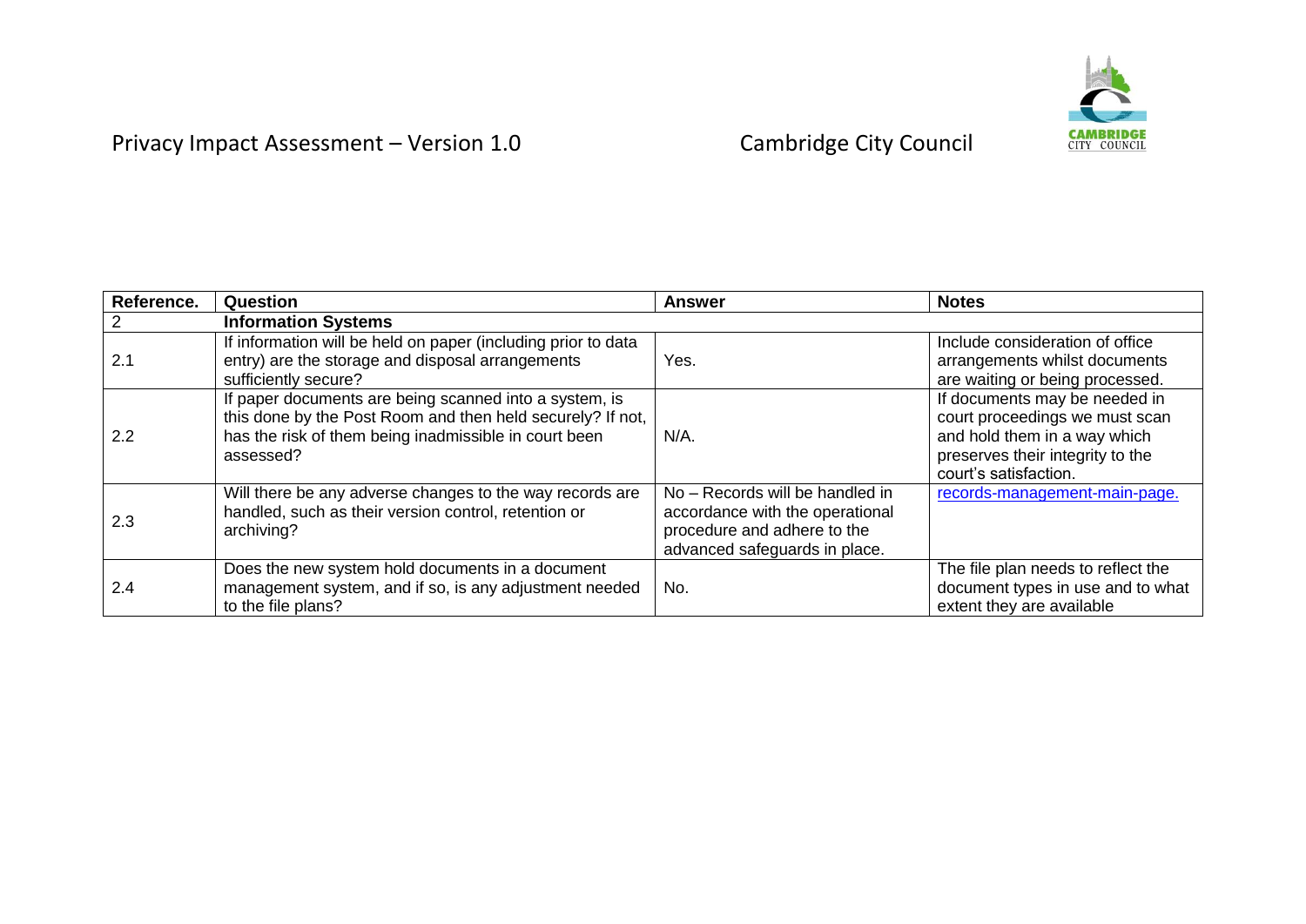| Reference. | Question | Answer | Notes |
|---|---|---|---|
| 2 | **Information Systems** | | |
| 2.1 | If information will be held on paper (including prior to data entry) are the storage and disposal arrangements sufficiently secure? | Yes. | Include consideration of office arrangements whilst documents are waiting or being processed. |
| 2.2 | If paper documents are being scanned into a system, is this done by the Post Room and then held securely? If not, has the risk of them being inadmissible in court been assessed? | N/A. | If documents may be needed in court proceedings we must scan and hold them in a way which preserves their integrity to the court's satisfaction. |
| 2.3 | Will there be any adverse changes to the way records are handled, such as their version control, retention or archiving? | No – Records will be handled in accordance with the operational procedure and adhere to the advanced safeguards in place. | records-management-main-page. |
| 2.4 | Does the new system hold documents in a document management system, and if so, is any adjustment needed to the file plans? | No. | The file plan needs to reflect the document types in use and to what extent they are available |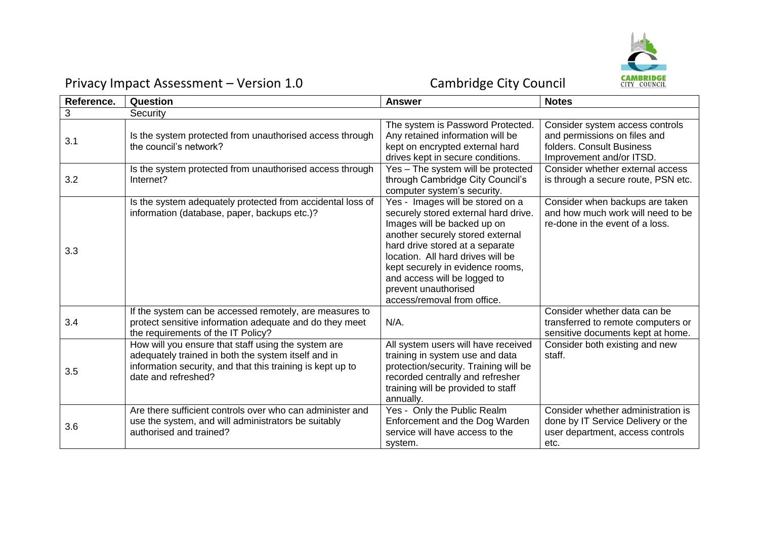| Reference. | Question | Answer | Notes |
|---|---|---|---|
| 3 | Security | | |
| 3.1 | Is the system protected from unauthorised access through the council's network? | The system is Password Protected. Any retained information will be kept on encrypted external hard drives kept in secure conditions. | Consider system access controls and permissions on files and folders. Consult Business Improvement and/or ITSD. |
| 3.2 | Is the system protected from unauthorised access through Internet? | Yes – The system will be protected through Cambridge City Council's computer system's security. | Consider whether external access is through a secure route, PSN etc. |
| 3.3 | Is the system adequately protected from accidental loss of information (database, paper, backups etc.)? | Yes - Images will be stored on a securely stored external hard drive. Images will be backed up on another securely stored external hard drive stored at a separate location. All hard drives will be kept securely in evidence rooms, and access will be logged to prevent unauthorised access/removal from office. | Consider when backups are taken and how much work will need to be re-done in the event of a loss. |
| 3.4 | If the system can be accessed remotely, are measures to protect sensitive information adequate and do they meet the requirements of the IT Policy? | N/A. | Consider whether data can be transferred to remote computers or sensitive documents kept at home. |
| 3.5 | How will you ensure that staff using the system are adequately trained in both the system itself and in information security, and that this training is kept up to date and refreshed? | All system users will have received training in system use and data protection/security. Training will be recorded centrally and refresher training will be provided to staff annually. | Consider both existing and new staff. |
| 3.6 | Are there sufficient controls over who can administer and use the system, and will administrators be suitably authorised and trained? | Yes - Only the Public Realm Enforcement and the Dog Warden service will have access to the system. | Consider whether administration is done by IT Service Delivery or the user department, access controls etc. |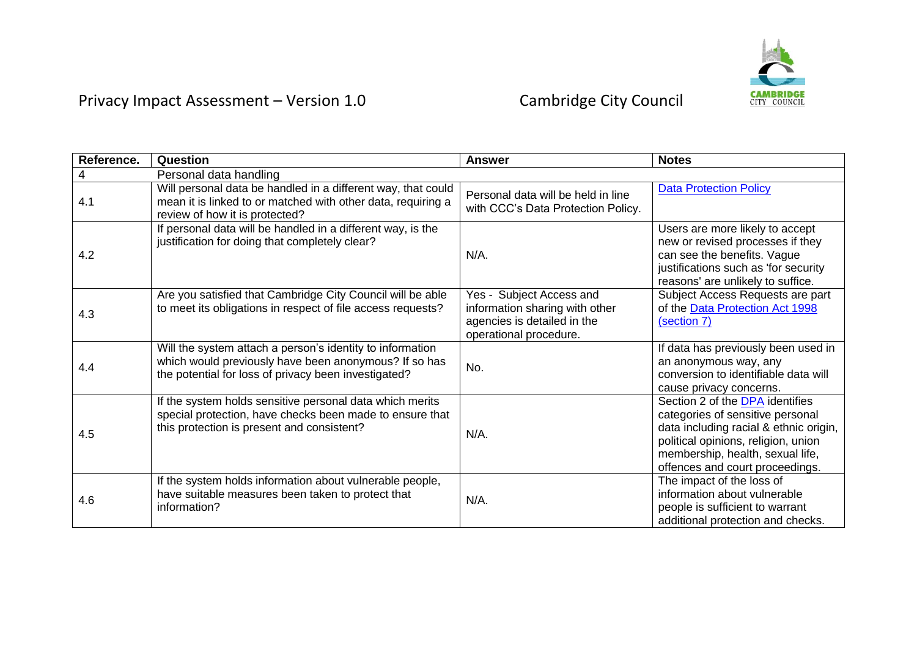| Reference. | Question | Answer | Notes |
|---|---|---|---|
| 4 | Personal data handling | | |
| 4.1 | Will personal data be handled in a different way, that could mean it is linked to or matched with other data, requiring a review of how it is protected? | Personal data will be held in line with CCC's Data Protection Policy. | Data Protection Policy |
| 4.2 | If personal data will be handled in a different way, is the justification for doing that completely clear? | N/A. | Users are more likely to accept new or revised processes if they can see the benefits. Vague justifications such as 'for security reasons' are unlikely to suffice. |
| 4.3 | Are you satisfied that Cambridge City Council will be able to meet its obligations in respect of file access requests? | Yes - Subject Access and information sharing with other agencies is detailed in the operational procedure. | Subject Access Requests are part of the Data Protection Act 1998 (section 7) |
| 4.4 | Will the system attach a person's identity to information which would previously have been anonymous? If so has the potential for loss of privacy been investigated? | No. | If data has previously been used in an anonymous way, any conversion to identifiable data will cause privacy concerns. |
| 4.5 | If the system holds sensitive personal data which merits special protection, have checks been made to ensure that this protection is present and consistent? | N/A. | Section 2 of the DPA identifies categories of sensitive personal data including racial & ethnic origin, political opinions, religion, union membership, health, sexual life, offences and court proceedings. |
| 4.6 | If the system holds information about vulnerable people, have suitable measures been taken to protect that information? | N/A. | The impact of the loss of information about vulnerable people is sufficient to warrant additional protection and checks. |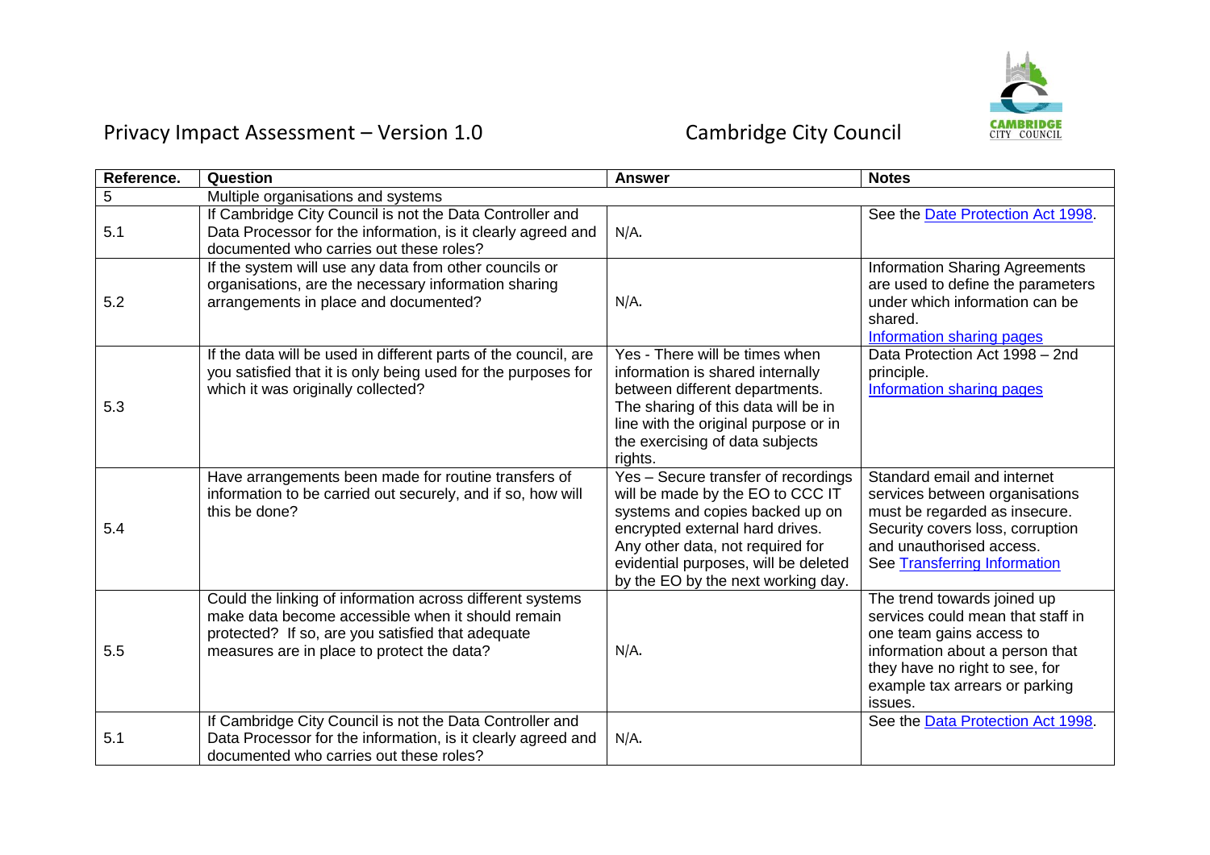| Reference. | Question | Answer | Notes |
|---|---|---|---|
| 5 | Multiple organisations and systems | | |
| 5.1 | If Cambridge City Council is not the Data Controller and Data Processor for the information, is it clearly agreed and documented who carries out these roles? | N/A. | See the Date Protection Act 1998. |
| 5.2 | If the system will use any data from other councils or organisations, are the necessary information sharing arrangements in place and documented? | N/A. | Information Sharing Agreements are used to define the parameters under which information can be shared. Information sharing pages |
| 5.3 | If the data will be used in different parts of the council, are you satisfied that it is only being used for the purposes for which it was originally collected? | Yes - There will be times when information is shared internally between different departments. The sharing of this data will be in line with the original purpose or in the exercising of data subjects rights. | Data Protection Act 1998 – 2nd principle. Information sharing pages |
| 5.4 | Have arrangements been made for routine transfers of information to be carried out securely, and if so, how will this be done? | Yes – Secure transfer of recordings will be made by the EO to CCC IT systems and copies backed up on encrypted external hard drives. Any other data, not required for evidential purposes, will be deleted by the EO by the next working day. | Standard email and internet services between organisations must be regarded as insecure. Security covers loss, corruption and unauthorised access. See Transferring Information |
| 5.5 | Could the linking of information across different systems make data become accessible when it should remain protected? If so, are you satisfied that adequate measures are in place to protect the data? | N/A. | The trend towards joined up services could mean that staff in one team gains access to information about a person that they have no right to see, for example tax arrears or parking issues. |
| 5.1 | If Cambridge City Council is not the Data Controller and Data Processor for the information, is it clearly agreed and documented who carries out these roles? | N/A. | See the Data Protection Act 1998. |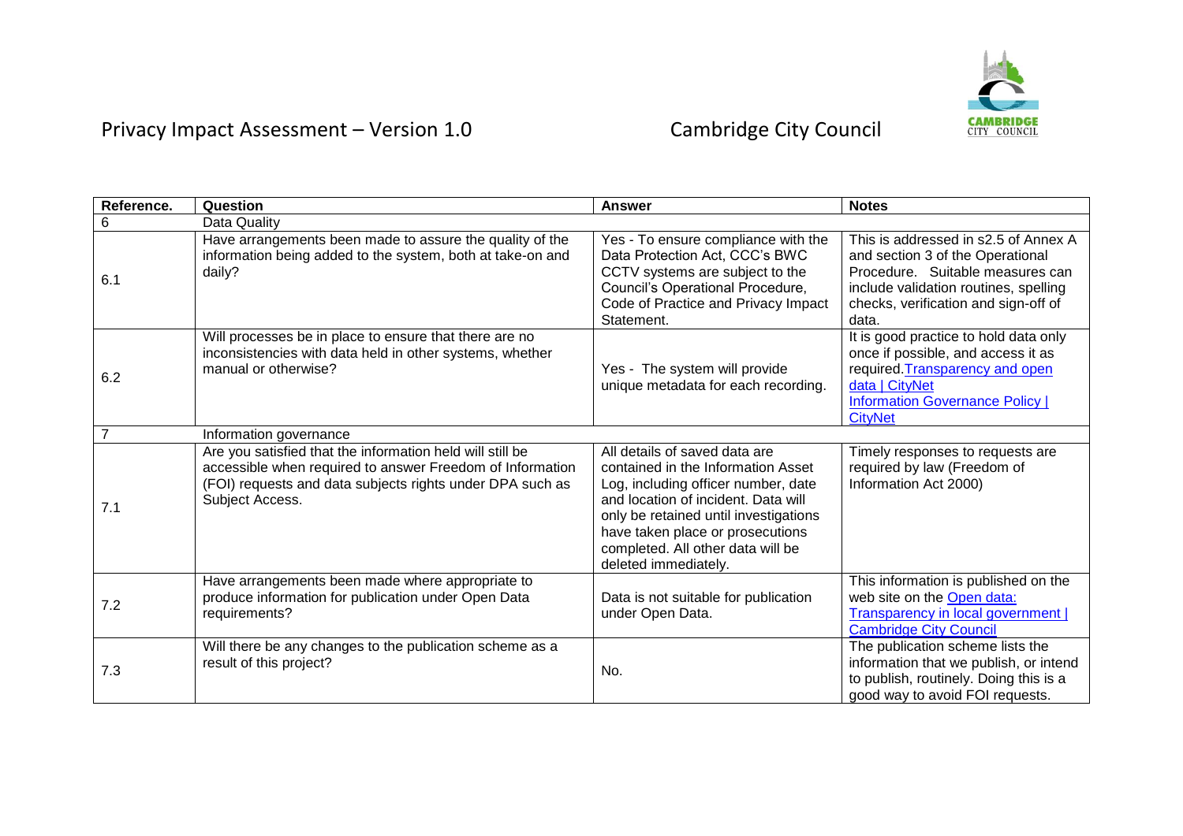| Reference. | Question | Answer | Notes |
|---|---|---|---|
| 6 | Data Quality | | |
| 6.1 | Have arrangements been made to assure the quality of the information being added to the system, both at take-on and daily? | Yes - To ensure compliance with the Data Protection Act, CCC's BWC CCTV systems are subject to the Council's Operational Procedure, Code of Practice and Privacy Impact Statement. | This is addressed in s2.5 of Annex A and section 3 of the Operational Procedure. Suitable measures can include validation routines, spelling checks, verification and sign-off of data. |
| 6.2 | Will processes be in place to ensure that there are no inconsistencies with data held in other systems, whether manual or otherwise? | Yes - The system will provide unique metadata for each recording. | It is good practice to hold data only once if possible, and access it as required.Transparency and open data \| CityNet Information Governance Policy \| CityNet |
| 7 | Information governance | | |
| 7.1 | Are you satisfied that the information held will still be accessible when required to answer Freedom of Information (FOI) requests and data subjects rights under DPA such as Subject Access. | All details of saved data are contained in the Information Asset Log, including officer number, date and location of incident. Data will only be retained until investigations have taken place or prosecutions completed. All other data will be deleted immediately. | Timely responses to requests are required by law (Freedom of Information Act 2000) |
| 7.2 | Have arrangements been made where appropriate to produce information for publication under Open Data requirements? | Data is not suitable for publication under Open Data. | This information is published on the web site on the Open data: Transparency in local government \| Cambridge City Council |
| 7.3 | Will there be any changes to the publication scheme as a result of this project? | No. | The publication scheme lists the information that we publish, or intend to publish, routinely. Doing this is a good way to avoid FOI requests. |